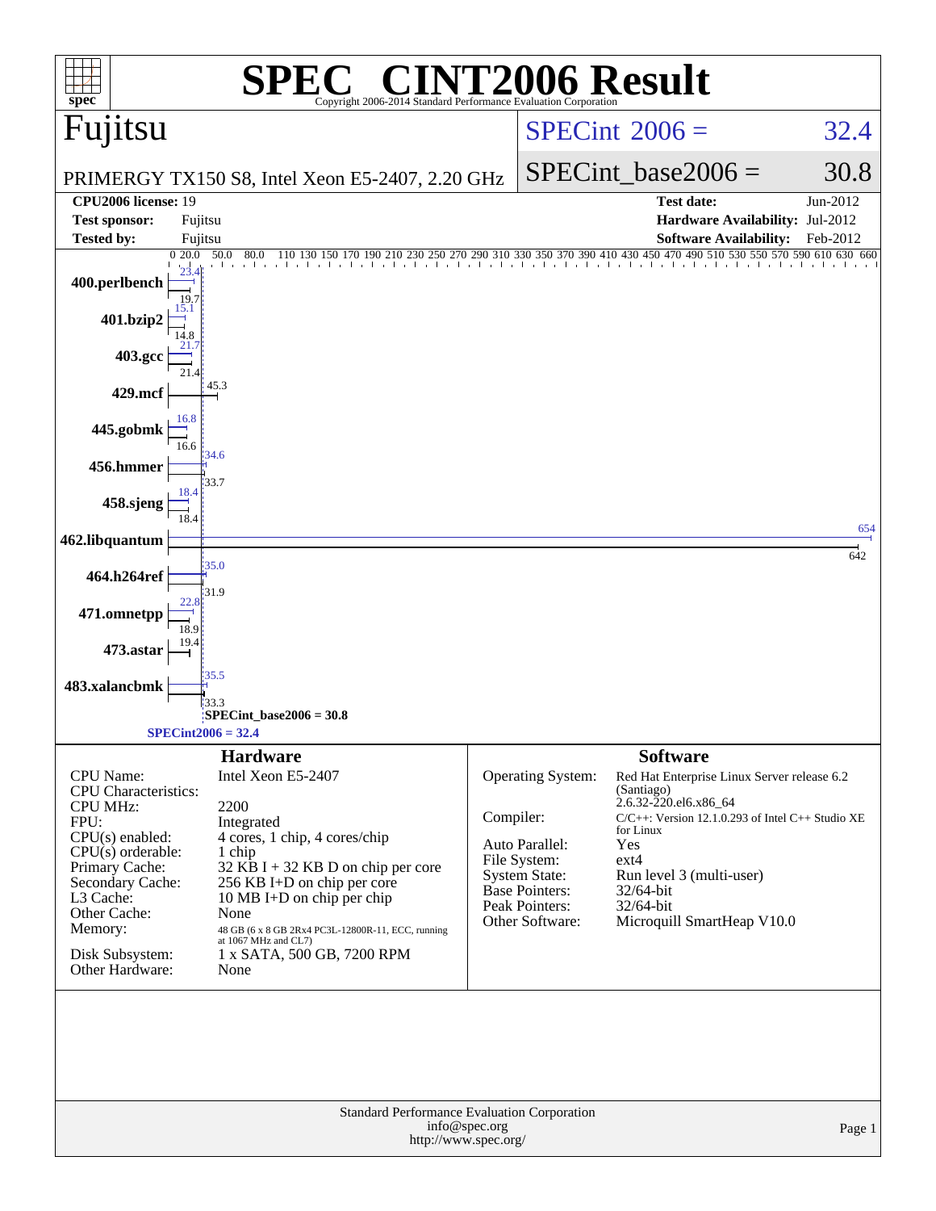# SPEC® CINT2006 Result

Copyright 2006-2014 Standard Performance Evaluation Corporation

## Fujitsu

PRIMERGY TX150 S8, Intel Xeon E5-2407, 2.20 GHz

SPECint 2006 = 32.4

SPECint_base2006 = 30.8

| | | | |
|---|---|---|---|
| **CPU2006 license:** 19 | | **Test date:** | Jun-2012 |
| **Test sponsor:** | Fujitsu | **Hardware Availability:** | Jul-2012 |
| **Tested by:** | Fujitsu | **Software Availability:** | Feb-2012 |

| Benchmark | Peak | Base |
|---|---|---|
| 400.perlbench | 23.4 | 19.7 |
| 401.bzip2 | 15.1 | 14.8 |
| 403.gcc | 21.7 | 21.4 |
| 429.mcf | | 45.3 |
| 445.gobmk | 16.8 | 16.6 |
| 456.hmmer | 34.6 | 33.7 |
| 458.sjeng | 18.4 | 18.4 |
| 462.libquantum | 654 | 642 |
| 464.h264ref | 35.0 | 31.9 |
| 471.omnetpp | 22.8 | 18.9 |
| 473.astar | | 19.4 |
| 483.xalancbmk | 35.5 | 33.3 |

SPECint_base2006 = 30.8

SPECint2006 = 32.4

### Hardware

| | |
|---|---|
| CPU Name: | Intel Xeon E5-2407 |
| CPU Characteristics: | |
| CPU MHz: | 2200 |
| FPU: | Integrated |
| CPU(s) enabled: | 4 cores, 1 chip, 4 cores/chip |
| CPU(s) orderable: | 1 chip |
| Primary Cache: | 32 KB I + 32 KB D on chip per core |
| Secondary Cache: | 256 KB I+D on chip per core |
| L3 Cache: | 10 MB I+D on chip per chip |
| Other Cache: | None |
| Memory: | 48 GB (6 x 8 GB 2Rx4 PC3L-12800R-11, ECC, running at 1067 MHz and CL7) |
| Disk Subsystem: | 1 x SATA, 500 GB, 7200 RPM |
| Other Hardware: | None |

### Software

| | |
|---|---|
| Operating System: | Red Hat Enterprise Linux Server release 6.2 (Santiago) 2.6.32-220.el6.x86_64 |
| Compiler: | C/C++: Version 12.1.0.293 of Intel C++ Studio XE for Linux |
| Auto Parallel: | Yes |
| File System: | ext4 |
| System State: | Run level 3 (multi-user) |
| Base Pointers: | 32/64-bit |
| Peak Pointers: | 32/64-bit |
| Other Software: | Microquill SmartHeap V10.0 |

Standard Performance Evaluation Corporation
info@spec.org
http://www.spec.org/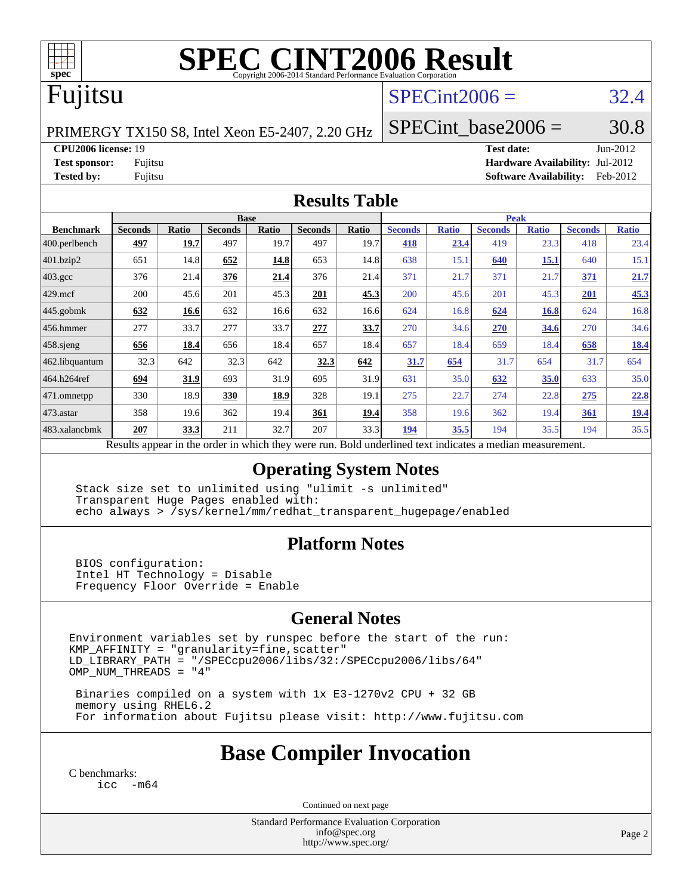# SPEC CINT2006 Result

Copyright 2006-2014 Standard Performance Evaluation Corporation

## Fujitsu

PRIMERGY TX150 S8, Intel Xeon E5-2407, 2.20 GHz

SPECint2006 = 32.4

SPECint_base2006 = 30.8

**CPU2006 license:** 19
**Test sponsor:** Fujitsu
**Tested by:** Fujitsu

**Test date:** Jun-2012
**Hardware Availability:** Jul-2012
**Software Availability:** Feb-2012

## Results Table

| Benchmark | Base | | | | | | Peak | | | | | |
|---|---|---|---|---|---|---|---|---|---|---|---|---|
| | Seconds | Ratio | Seconds | Ratio | Seconds | Ratio | Seconds | Ratio | Seconds | Ratio | Seconds | Ratio |
| 400.perlbench | **497** | **19.7** | 497 | 19.7 | 497 | 19.7 | **418** | **23.4** | 419 | 23.3 | 418 | 23.4 |
| 401.bzip2 | 651 | 14.8 | **652** | **14.8** | 653 | 14.8 | 638 | 15.1 | **640** | **15.1** | 640 | 15.1 |
| 403.gcc | 376 | 21.4 | **376** | **21.4** | 376 | 21.4 | 371 | 21.7 | 371 | 21.7 | **371** | **21.7** |
| 429.mcf | 200 | 45.6 | 201 | 45.3 | **201** | **45.3** | 200 | 45.6 | 201 | 45.3 | **201** | **45.3** |
| 445.gobmk | **632** | **16.6** | 632 | 16.6 | 632 | 16.6 | 624 | 16.8 | **624** | **16.8** | 624 | 16.8 |
| 456.hmmer | 277 | 33.7 | 277 | 33.7 | **277** | **33.7** | 270 | 34.6 | **270** | **34.6** | 270 | 34.6 |
| 458.sjeng | **656** | **18.4** | 656 | 18.4 | 657 | 18.4 | 657 | 18.4 | 659 | 18.4 | **658** | **18.4** |
| 462.libquantum | 32.3 | 642 | 32.3 | 642 | **32.3** | **642** | **31.7** | **654** | 31.7 | 654 | 31.7 | 654 |
| 464.h264ref | **694** | **31.9** | 693 | 31.9 | 695 | 31.9 | 631 | 35.0 | **632** | **35.0** | 633 | 35.0 |
| 471.omnetpp | 330 | 18.9 | **330** | **18.9** | 328 | 19.1 | 275 | 22.7 | 274 | 22.8 | **275** | **22.8** |
| 473.astar | 358 | 19.6 | 362 | 19.4 | **361** | **19.4** | 358 | 19.6 | 362 | 19.4 | **361** | **19.4** |
| 483.xalancbmk | **207** | **33.3** | 211 | 32.7 | 207 | 33.3 | **194** | **35.5** | 194 | 35.5 | 194 | 35.5 |

Results appear in the order in which they were run. Bold underlined text indicates a median measurement.

## Operating System Notes

```
Stack size set to unlimited using "ulimit -s unlimited"
Transparent Huge Pages enabled with:
echo always > /sys/kernel/mm/redhat_transparent_hugepage/enabled
```

## Platform Notes

```
BIOS configuration:
Intel HT Technology = Disable
Frequency Floor Override = Enable
```

## General Notes

```
Environment variables set by runspec before the start of the run:
KMP_AFFINITY = "granularity=fine,scatter"
LD_LIBRARY_PATH = "/SPECcpu2006/libs/32:/SPECcpu2006/libs/64"
OMP_NUM_THREADS = "4"

 Binaries compiled on a system with 1x E3-1270v2 CPU + 32 GB
 memory using RHEL6.2
 For information about Fujitsu please visit: http://www.fujitsu.com
```

## Base Compiler Invocation

C benchmarks:
```
icc   -m64
```

Continued on next page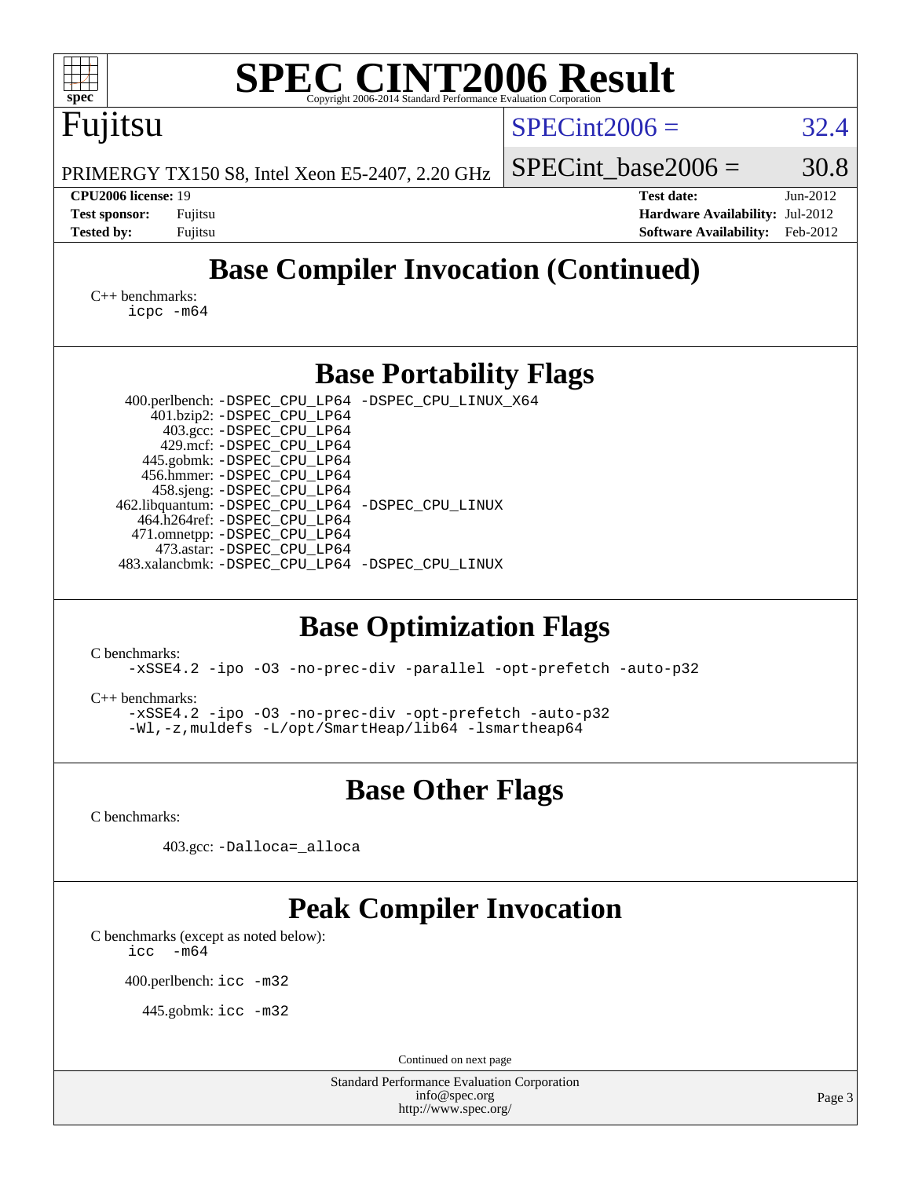# SPEC CINT2006 Result

Fujitsu

PRIMERGY TX150 S8, Intel Xeon E5-2407, 2.20 GHz

SPECint2006 = 32.4

SPECint_base2006 = 30.8

| | | | |
|---|---|---|---|
| **CPU2006 license:** 19 | | **Test date:** | Jun-2012 |
| **Test sponsor:** | Fujitsu | **Hardware Availability:** | Jul-2012 |
| **Tested by:** | Fujitsu | **Software Availability:** | Feb-2012 |

## Base Compiler Invocation (Continued)

C++ benchmarks:

```
icpc -m64
```

## Base Portability Flags

```
400.perlbench: -DSPEC_CPU_LP64 -DSPEC_CPU_LINUX_X64
    401.bzip2: -DSPEC_CPU_LP64
      403.gcc: -DSPEC_CPU_LP64
      429.mcf: -DSPEC_CPU_LP64
   445.gobmk: -DSPEC_CPU_LP64
   456.hmmer: -DSPEC_CPU_LP64
   458.sjeng: -DSPEC_CPU_LP64
462.libquantum: -DSPEC_CPU_LP64 -DSPEC_CPU_LINUX
  464.h264ref: -DSPEC_CPU_LP64
  471.omnetpp: -DSPEC_CPU_LP64
    473.astar: -DSPEC_CPU_LP64
483.xalancbmk: -DSPEC_CPU_LP64 -DSPEC_CPU_LINUX
```

## Base Optimization Flags

C benchmarks:

```
-xSSE4.2 -ipo -O3 -no-prec-div -parallel -opt-prefetch -auto-p32
```

C++ benchmarks:

```
-xSSE4.2 -ipo -O3 -no-prec-div -opt-prefetch -auto-p32
-Wl,-z,muldefs -L/opt/SmartHeap/lib64 -lsmartheap64
```

## Base Other Flags

C benchmarks:

```
403.gcc: -Dalloca=_alloca
```

## Peak Compiler Invocation

C benchmarks (except as noted below):

```
icc  -m64
```

```
400.perlbench: icc -m32
```

```
445.gobmk: icc -m32
```

Continued on next page

Standard Performance Evaluation Corporation
info@spec.org
http://www.spec.org/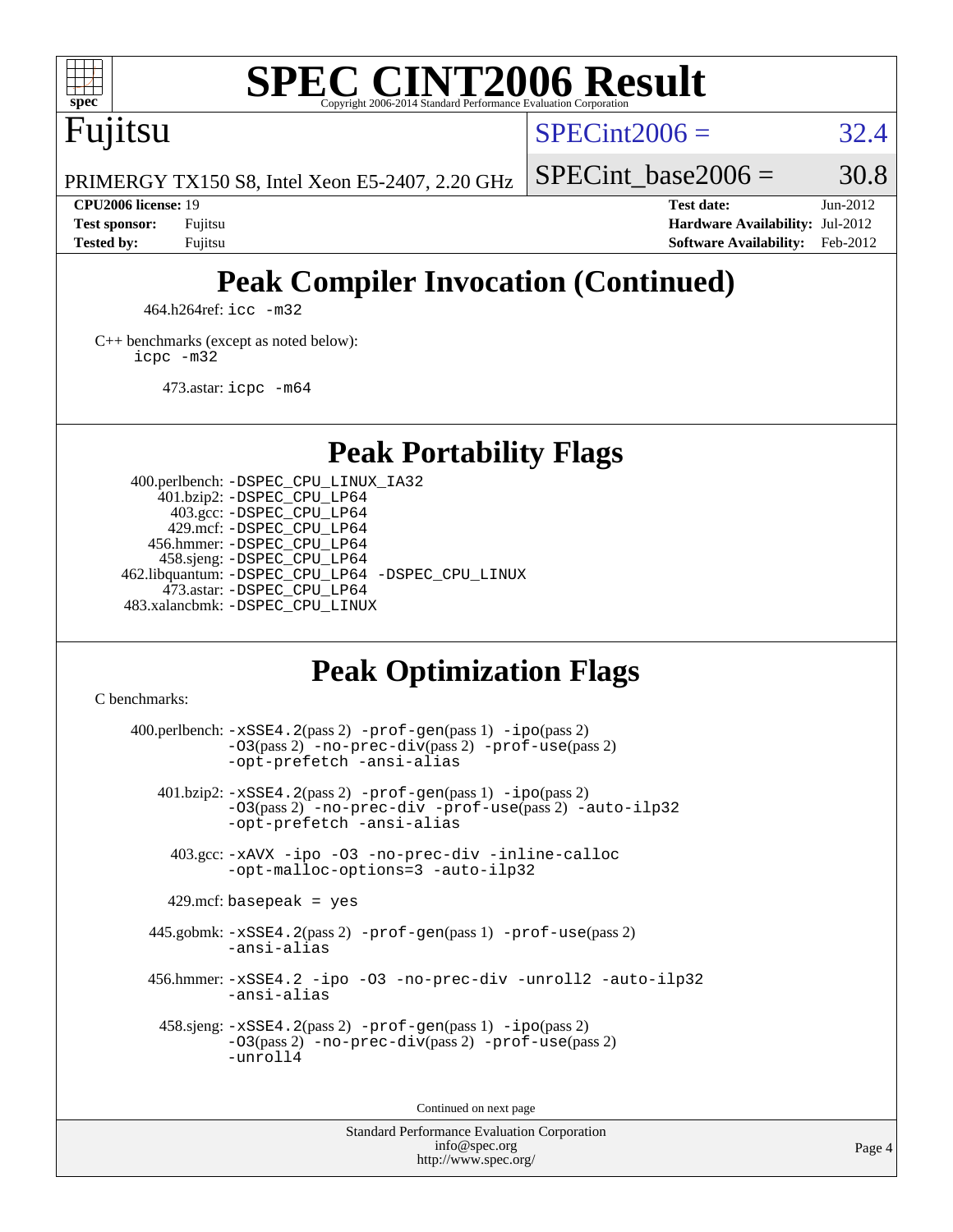# SPEC CINT2006 Result

Copyright 2006-2014 Standard Performance Evaluation Corporation

## Fujitsu

PRIMERGY TX150 S8, Intel Xeon E5-2407, 2.20 GHz

SPECint2006 = 32.4

SPECint_base2006 = 30.8

**CPU2006 license:** 19
**Test sponsor:** Fujitsu
**Tested by:** Fujitsu

**Test date:** Jun-2012
**Hardware Availability:** Jul-2012
**Software Availability:** Feb-2012

## Peak Compiler Invocation (Continued)

464.h264ref: `icc -m32`

C++ benchmarks (except as noted below):
`icpc -m32`

473.astar: `icpc -m64`

## Peak Portability Flags

400.perlbench: `-DSPEC_CPU_LINUX_IA32`
401.bzip2: `-DSPEC_CPU_LP64`
403.gcc: `-DSPEC_CPU_LP64`
429.mcf: `-DSPEC_CPU_LP64`
456.hmmer: `-DSPEC_CPU_LP64`
458.sjeng: `-DSPEC_CPU_LP64`
462.libquantum: `-DSPEC_CPU_LP64 -DSPEC_CPU_LINUX`
473.astar: `-DSPEC_CPU_LP64`
483.xalancbmk: `-DSPEC_CPU_LINUX`

## Peak Optimization Flags

C benchmarks:

400.perlbench: `-xSSE4.2`(pass 2) `-prof-gen`(pass 1) `-ipo`(pass 2) `-O3`(pass 2) `-no-prec-div`(pass 2) `-prof-use`(pass 2) `-opt-prefetch -ansi-alias`

401.bzip2: `-xSSE4.2`(pass 2) `-prof-gen`(pass 1) `-ipo`(pass 2) `-O3`(pass 2) `-no-prec-div -prof-use`(pass 2) `-auto-ilp32 -opt-prefetch -ansi-alias`

403.gcc: `-xAVX -ipo -O3 -no-prec-div -inline-calloc -opt-malloc-options=3 -auto-ilp32`

429.mcf: `basepeak = yes`

445.gobmk: `-xSSE4.2`(pass 2) `-prof-gen`(pass 1) `-prof-use`(pass 2) `-ansi-alias`

456.hmmer: `-xSSE4.2 -ipo -O3 -no-prec-div -unroll2 -auto-ilp32 -ansi-alias`

458.sjeng: `-xSSE4.2`(pass 2) `-prof-gen`(pass 1) `-ipo`(pass 2) `-O3`(pass 2) `-no-prec-div`(pass 2) `-prof-use`(pass 2) `-unroll4`

Continued on next page

Standard Performance Evaluation Corporation
info@spec.org
http://www.spec.org/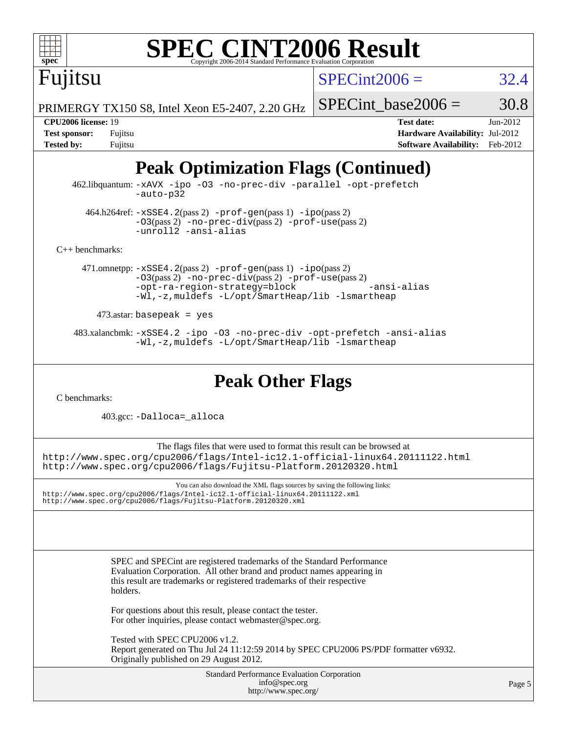# SPEC CINT2006 Result

Copyright 2006-2014 Standard Performance Evaluation Corporation

**Fujitsu**

PRIMERGY TX150 S8, Intel Xeon E5-2407, 2.20 GHz

SPECint2006 = 32.4

SPECint_base2006 = 30.8

| | | | |
|---|---|---|---|
| **CPU2006 license:** 19 | | **Test date:** | Jun-2012 |
| **Test sponsor:** | Fujitsu | **Hardware Availability:** | Jul-2012 |
| **Tested by:** | Fujitsu | **Software Availability:** | Feb-2012 |

## Peak Optimization Flags (Continued)

462.libquantum: `-xAVX -ipo -O3 -no-prec-div -parallel -opt-prefetch -auto-p32`

464.h264ref: `-xSSE4.2`(pass 2) `-prof-gen`(pass 1) `-ipo`(pass 2) `-O3`(pass 2) `-no-prec-div`(pass 2) `-prof-use`(pass 2) `-unroll2 -ansi-alias`

C++ benchmarks:

471.omnetpp: `-xSSE4.2`(pass 2) `-prof-gen`(pass 1) `-ipo`(pass 2) `-O3`(pass 2) `-no-prec-div`(pass 2) `-prof-use`(pass 2) `-opt-ra-region-strategy=block -ansi-alias -Wl,-z,muldefs -L/opt/SmartHeap/lib -lsmartheap`

473.astar: `basepeak = yes`

483.xalancbmk: `-xSSE4.2 -ipo -O3 -no-prec-div -opt-prefetch -ansi-alias -Wl,-z,muldefs -L/opt/SmartHeap/lib -lsmartheap`

## Peak Other Flags

C benchmarks:

403.gcc: `-Dalloca=_alloca`

The flags files that were used to format this result can be browsed at
http://www.spec.org/cpu2006/flags/Intel-ic12.1-official-linux64.20111122.html
http://www.spec.org/cpu2006/flags/Fujitsu-Platform.20120320.html

You can also download the XML flags sources by saving the following links:
http://www.spec.org/cpu2006/flags/Intel-ic12.1-official-linux64.20111122.xml
http://www.spec.org/cpu2006/flags/Fujitsu-Platform.20120320.xml

SPEC and SPECint are registered trademarks of the Standard Performance Evaluation Corporation. All other brand and product names appearing in this result are trademarks or registered trademarks of their respective holders.

For questions about this result, please contact the tester.
For other inquiries, please contact webmaster@spec.org.

Tested with SPEC CPU2006 v1.2.
Report generated on Thu Jul 24 11:12:59 2014 by SPEC CPU2006 PS/PDF formatter v6932.
Originally published on 29 August 2012.

Standard Performance Evaluation Corporation
info@spec.org
http://www.spec.org/